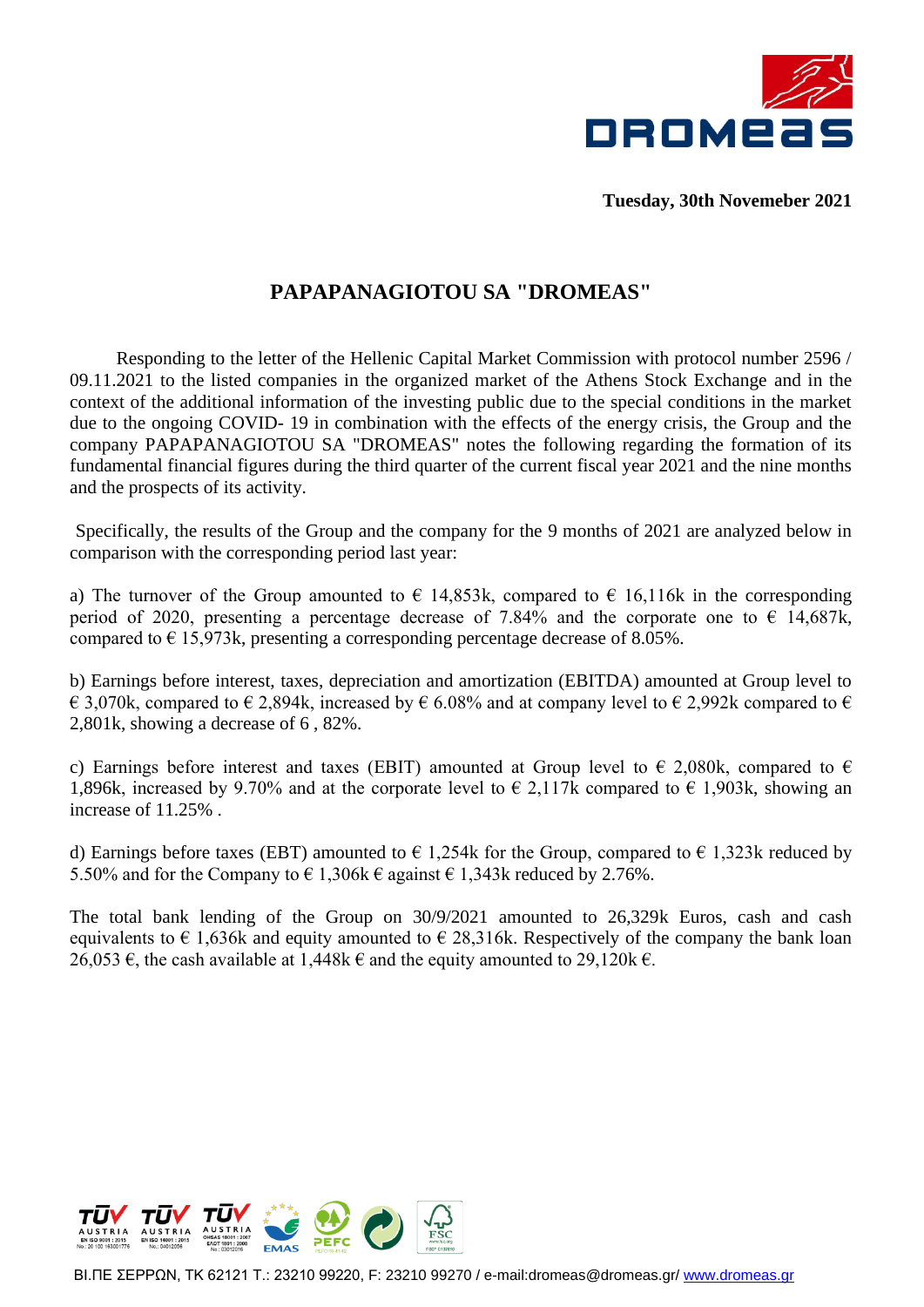**Tuesday, 30th Novemeber 2021**

## PAPAPANAGIOTOU SA "DROMEAS"

Responding to the letter of the Hellenic Capital Market Commission with protocol number 2596 / 09.11.2021 to the listed companies in the organized market of the Athens Stock Exchange and in the context of the additional information of the investing public due to the special conditions in the market due to the ongoing COVID- 19 in combination with the effects of the energy crisis, the Group and the company PAPAPANAGIOTOU SA "DROMEAS" notes the following regarding the formation of its fundamental financial figures during the third quarter of the current fiscal year 2021 and the nine months and the prospects of its activity.

Specifically, the results of the Group and the company for the 9 months of 2021 are analyzed below in comparison with the corresponding period last year:

a) The turnover of the Group amounted to € 14,853k, compared to € 16,116k in the corresponding period of 2020, presenting a percentage decrease of 7.84% and the corporate one to € 14,687k, compared to € 15,973k, presenting a corresponding percentage decrease of 8.05%.

b) Earnings before interest, taxes, depreciation and amortization (EBITDA) amounted at Group level to € 3,070k, compared to € 2,894k, increased by € 6.08% and at company level to € 2,992k compared to € 2,801k, showing a decrease of 6 , 82%.

c) Earnings before interest and taxes (EBIT) amounted at Group level to € 2,080k, compared to € 1,896k, increased by 9.70% and at the corporate level to € 2,117k compared to € 1,903k, showing an increase of 11.25% .

d) Earnings before taxes (EBT) amounted to € 1,254k for the Group, compared to € 1,323k reduced by 5.50% and for the Company to € 1,306k € against € 1,343k reduced by 2.76%.

The total bank lending of the Group on 30/9/2021 amounted to 26,329k Euros, cash and cash equivalents to € 1,636k and equity amounted to € 28,316k. Respectively of the company the bank loan 26,053 €, the cash available at 1,448k € and the equity amounted to 29,120k €.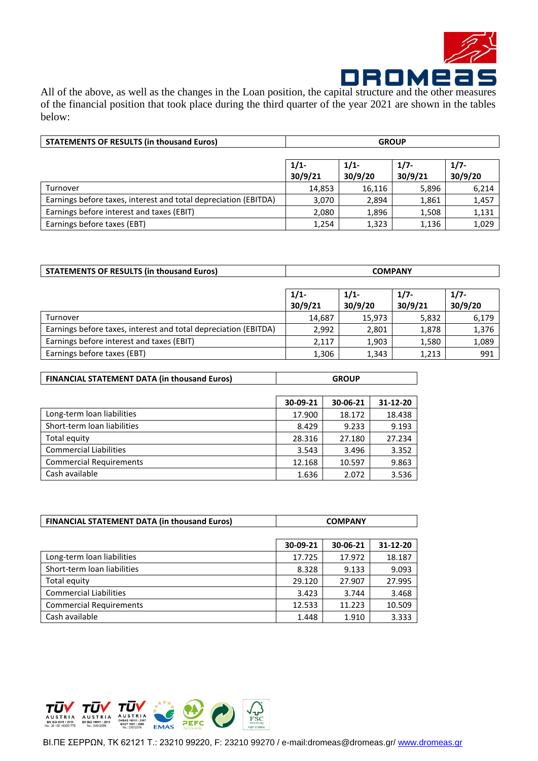All of the above, as well as the changes in the Loan position, the capital structure and the other measures of the financial position that took place during the third quarter of the year 2021 are shown in the tables below:

| STATEMENTS OF RESULTS (in thousand Euros) | GROUP | | | |
|---|---|---|---|---|
| | 1/1-30/9/21 | 1/1-30/9/20 | 1/7-30/9/21 | 1/7-30/9/20 |
| Turnover | 14,853 | 16,116 | 5,896 | 6,214 |
| Earnings before taxes, interest and total depreciation (EBITDA) | 3,070 | 2,894 | 1,861 | 1,457 |
| Earnings before interest and taxes (EBIT) | 2,080 | 1,896 | 1,508 | 1,131 |
| Earnings before taxes (EBT) | 1,254 | 1,323 | 1,136 | 1,029 |

| STATEMENTS OF RESULTS (in thousand Euros) | COMPANY | | | |
|---|---|---|---|---|
| | 1/1-30/9/21 | 1/1-30/9/20 | 1/7-30/9/21 | 1/7-30/9/20 |
| Turnover | 14,687 | 15,973 | 5,832 | 6,179 |
| Earnings before taxes, interest and total depreciation (EBITDA) | 2,992 | 2,801 | 1,878 | 1,376 |
| Earnings before interest and taxes (EBIT) | 2,117 | 1,903 | 1,580 | 1,089 |
| Earnings before taxes (EBT) | 1,306 | 1,343 | 1,213 | 991 |

| FINANCIAL STATEMENT DATA (in thousand Euros) | GROUP | | |
|---|---|---|---|
| | 30-09-21 | 30-06-21 | 31-12-20 |
| Long-term loan liabilities | 17.900 | 18.172 | 18.438 |
| Short-term loan liabilities | 8.429 | 9.233 | 9.193 |
| Total equity | 28.316 | 27.180 | 27.234 |
| Commercial Liabilities | 3.543 | 3.496 | 3.352 |
| Commercial Requirements | 12.168 | 10.597 | 9.863 |
| Cash available | 1.636 | 2.072 | 3.536 |

| FINANCIAL STATEMENT DATA (in thousand Euros) | COMPANY | | |
|---|---|---|---|
| | 30-09-21 | 30-06-21 | 31-12-20 |
| Long-term loan liabilities | 17.725 | 17.972 | 18.187 |
| Short-term loan liabilities | 8.328 | 9.133 | 9.093 |
| Total equity | 29.120 | 27.907 | 27.995 |
| Commercial Liabilities | 3.423 | 3.744 | 3.468 |
| Commercial Requirements | 12.533 | 11.223 | 10.509 |
| Cash available | 1.448 | 1.910 | 3.333 |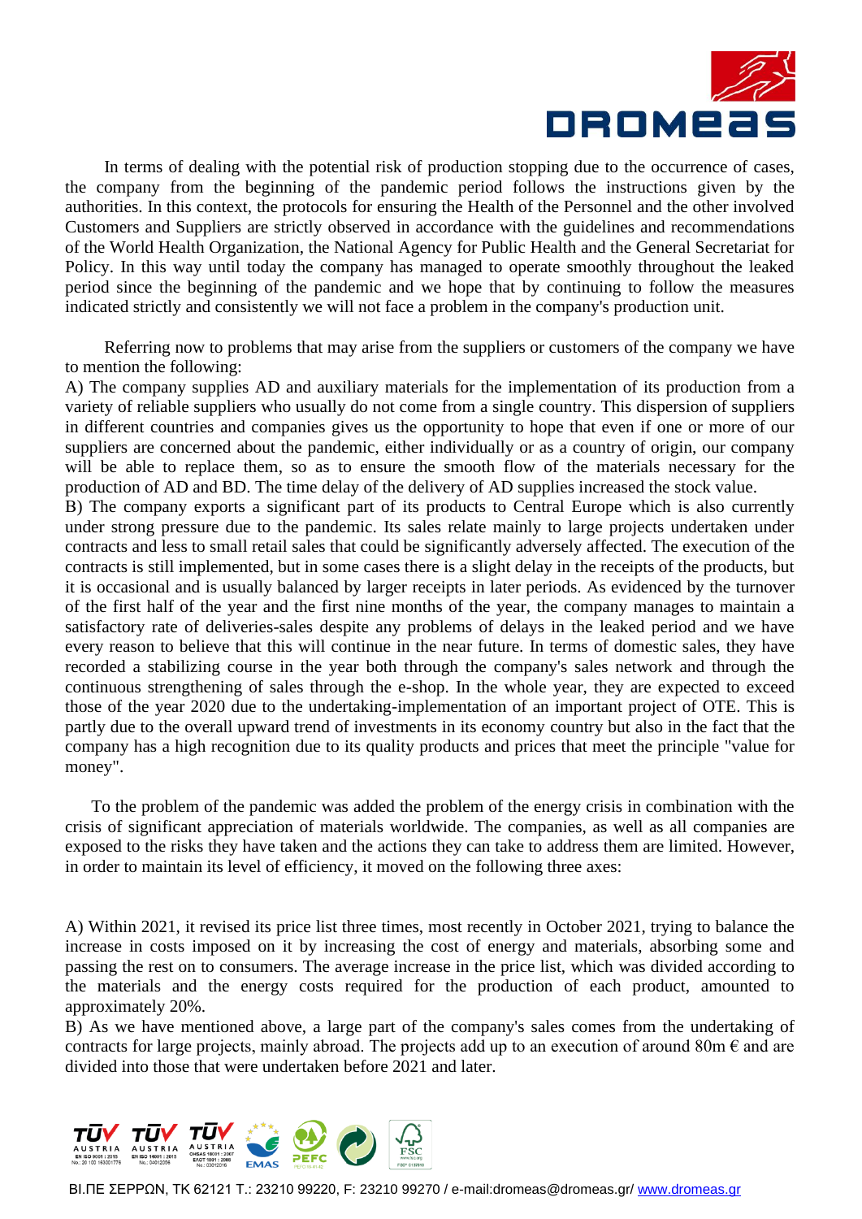In terms of dealing with the potential risk of production stopping due to the occurrence of cases, the company from the beginning of the pandemic period follows the instructions given by the authorities. In this context, the protocols for ensuring the Health of the Personnel and the other involved Customers and Suppliers are strictly observed in accordance with the guidelines and recommendations of the World Health Organization, the National Agency for Public Health and the General Secretariat for Policy. In this way until today the company has managed to operate smoothly throughout the leaked period since the beginning of the pandemic and we hope that by continuing to follow the measures indicated strictly and consistently we will not face a problem in the company's production unit.

Referring now to problems that may arise from the suppliers or customers of the company we have to mention the following:

A) The company supplies AD and auxiliary materials for the implementation of its production from a variety of reliable suppliers who usually do not come from a single country. This dispersion of suppliers in different countries and companies gives us the opportunity to hope that even if one or more of our suppliers are concerned about the pandemic, either individually or as a country of origin, our company will be able to replace them, so as to ensure the smooth flow of the materials necessary for the production of AD and BD. The time delay of the delivery of AD supplies increased the stock value.

B) The company exports a significant part of its products to Central Europe which is also currently under strong pressure due to the pandemic. Its sales relate mainly to large projects undertaken under contracts and less to small retail sales that could be significantly adversely affected. The execution of the contracts is still implemented, but in some cases there is a slight delay in the receipts of the products, but it is occasional and is usually balanced by larger receipts in later periods. As evidenced by the turnover of the first half of the year and the first nine months of the year, the company manages to maintain a satisfactory rate of deliveries-sales despite any problems of delays in the leaked period and we have every reason to believe that this will continue in the near future. In terms of domestic sales, they have recorded a stabilizing course in the year both through the company's sales network and through the continuous strengthening of sales through the e-shop. In the whole year, they are expected to exceed those of the year 2020 due to the undertaking-implementation of an important project of OTE. This is partly due to the overall upward trend of investments in its economy country but also in the fact that the company has a high recognition due to its quality products and prices that meet the principle "value for money".

To the problem of the pandemic was added the problem of the energy crisis in combination with the crisis of significant appreciation of materials worldwide. The companies, as well as all companies are exposed to the risks they have taken and the actions they can take to address them are limited. However, in order to maintain its level of efficiency, it moved on the following three axes:

A) Within 2021, it revised its price list three times, most recently in October 2021, trying to balance the increase in costs imposed on it by increasing the cost of energy and materials, absorbing some and passing the rest on to consumers. The average increase in the price list, which was divided according to the materials and the energy costs required for the production of each product, amounted to approximately 20%.

B) As we have mentioned above, a large part of the company's sales comes from the undertaking of contracts for large projects, mainly abroad. The projects add up to an execution of around 80m € and are divided into those that were undertaken before 2021 and later.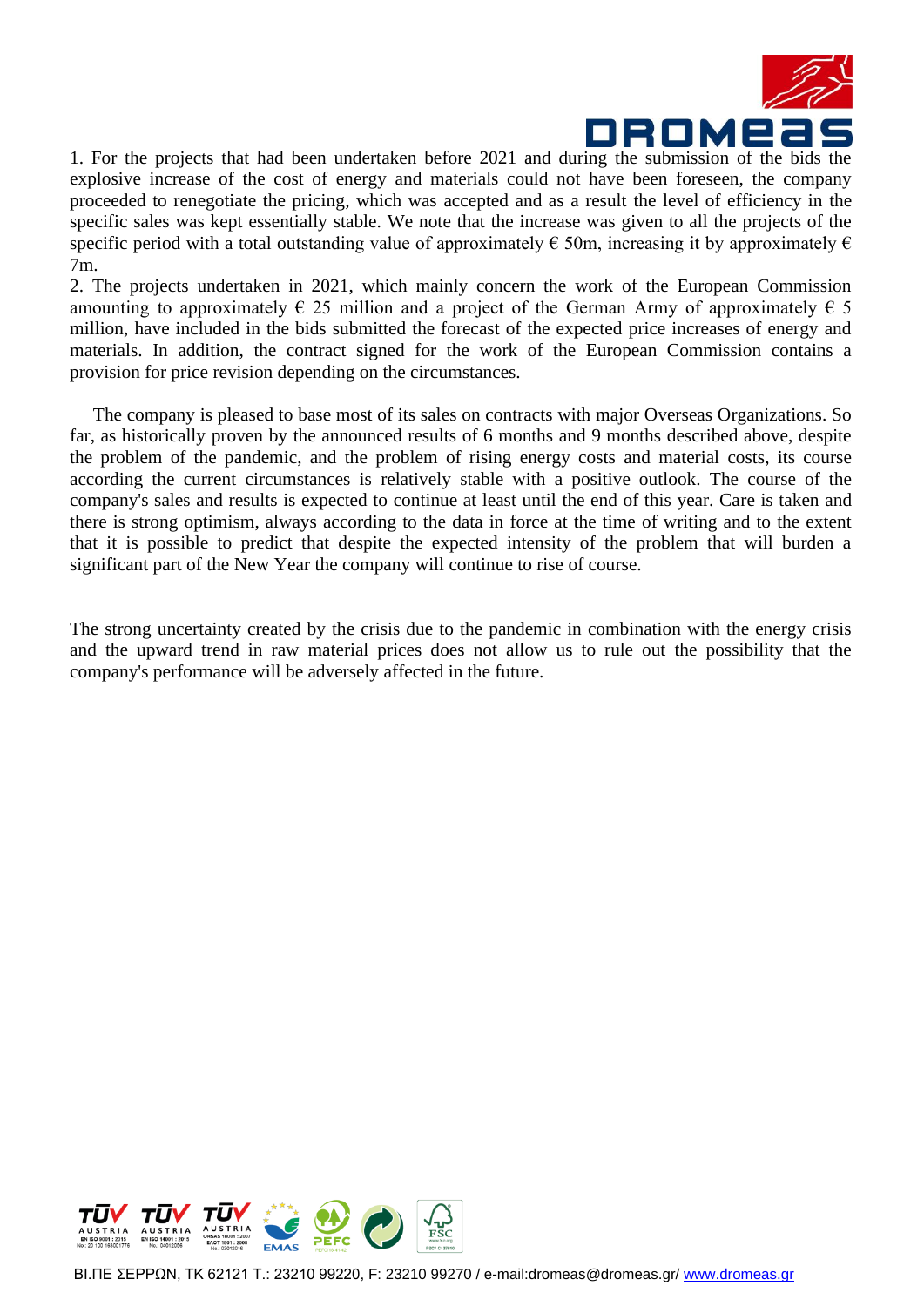1. For the projects that had been undertaken before 2021 and during the submission of the bids the explosive increase of the cost of energy and materials could not have been foreseen, the company proceeded to renegotiate the pricing, which was accepted and as a result the level of efficiency in the specific sales was kept essentially stable. We note that the increase was given to all the projects of the specific period with a total outstanding value of approximately € 50m, increasing it by approximately € 7m.
2. The projects undertaken in 2021, which mainly concern the work of the European Commission amounting to approximately € 25 million and a project of the German Army of approximately € 5 million, have included in the bids submitted the forecast of the expected price increases of energy and materials. In addition, the contract signed for the work of the European Commission contains a provision for price revision depending on the circumstances.

The company is pleased to base most of its sales on contracts with major Overseas Organizations. So far, as historically proven by the announced results of 6 months and 9 months described above, despite the problem of the pandemic, and the problem of rising energy costs and material costs, its course according the current circumstances is relatively stable with a positive outlook. The course of the company's sales and results is expected to continue at least until the end of this year. Care is taken and there is strong optimism, always according to the data in force at the time of writing and to the extent that it is possible to predict that despite the expected intensity of the problem that will burden a significant part of the New Year the company will continue to rise of course.

The strong uncertainty created by the crisis due to the pandemic in combination with the energy crisis and the upward trend in raw material prices does not allow us to rule out the possibility that the company's performance will be adversely affected in the future.